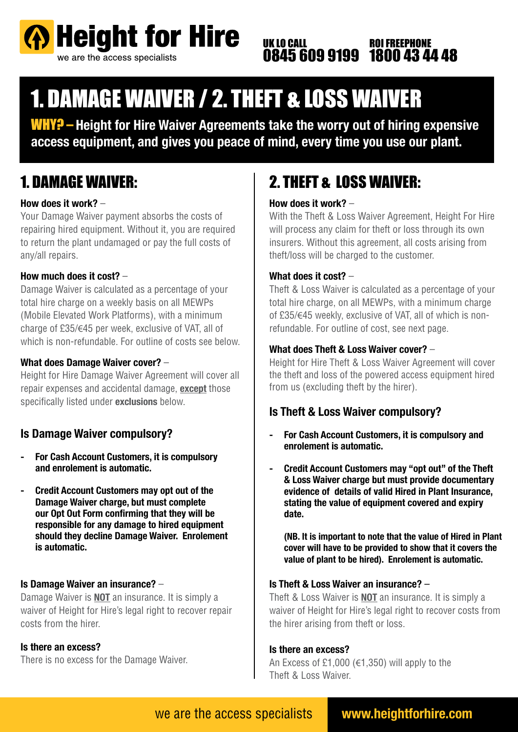# Height for Hire

we are the access specialists

UK LO CALL **0845 609 9199** ROI FREEPHONE **1800 43 44 48**

# 1. DAMAGE WAIVER / 2. THEFT & LOSS WAIVER

**WHY? – Height for Hire Waiver Agreements take the worry out of hiring expensive access equipment, and gives you peace of mind, every time you use our plant.**

## 1. DAMAGE WAIVER:

**How does it work?** –
Your Damage Waiver payment absorbs the costs of repairing hired equipment. Without it, you are required to return the plant undamaged or pay the full costs of any/all repairs.

**How much does it cost?** –
Damage Waiver is calculated as a percentage of your total hire charge on a weekly basis on all MEWPs (Mobile Elevated Work Platforms), with a minimum charge of £35/€45 per week, exclusive of VAT, all of which is non-refundable. For outline of costs see below.

**What does Damage Waiver cover?** –
Height for Hire Damage Waiver Agreement will cover all repair expenses and accidental damage, **except** those specifically listed under **exclusions** below.

### Is Damage Waiver compulsory?

- **For Cash Account Customers, it is compulsory and enrolement is automatic.**
- **Credit Account Customers may opt out of the Damage Waiver charge, but must complete our Opt Out Form confirming that they will be responsible for any damage to hired equipment should they decline Damage Waiver. Enrolement is automatic.**

**Is Damage Waiver an insurance?** –
Damage Waiver is **NOT** an insurance. It is simply a waiver of Height for Hire's legal right to recover repair costs from the hirer.

**Is there an excess?**
There is no excess for the Damage Waiver.

## 2. THEFT & LOSS WAIVER:

**How does it work?** –
With the Theft & Loss Waiver Agreement, Height For Hire will process any claim for theft or loss through its own insurers. Without this agreement, all costs arising from theft/loss will be charged to the customer.

**What does it cost?** –
Theft & Loss Waiver is calculated as a percentage of your total hire charge, on all MEWPs, with a minimum charge of £35/€45 weekly, exclusive of VAT, all of which is non-refundable. For outline of cost, see next page.

**What does Theft & Loss Waiver cover?** –
Height for Hire Theft & Loss Waiver Agreement will cover the theft and loss of the powered access equipment hired from us (excluding theft by the hirer).

### Is Theft & Loss Waiver compulsory?

- **For Cash Account Customers, it is compulsory and enrolement is automatic.**
- **Credit Account Customers may "opt out" of the Theft & Loss Waiver charge but must provide documentary evidence of details of valid Hired in Plant Insurance, stating the value of equipment covered and expiry date.**

  **(NB. It is important to note that the value of Hired in Plant cover will have to be provided to show that it covers the value of plant to be hired). Enrolement is automatic.**

**Is Theft & Loss Waiver an insurance?** –
Theft & Loss Waiver is **NOT** an insurance. It is simply a waiver of Height for Hire's legal right to recover costs from the hirer arising from theft or loss.

**Is there an excess?**
An Excess of £1,000 (€1,350) will apply to the Theft & Loss Waiver.

we are the access specialists **www.heightforhire.com**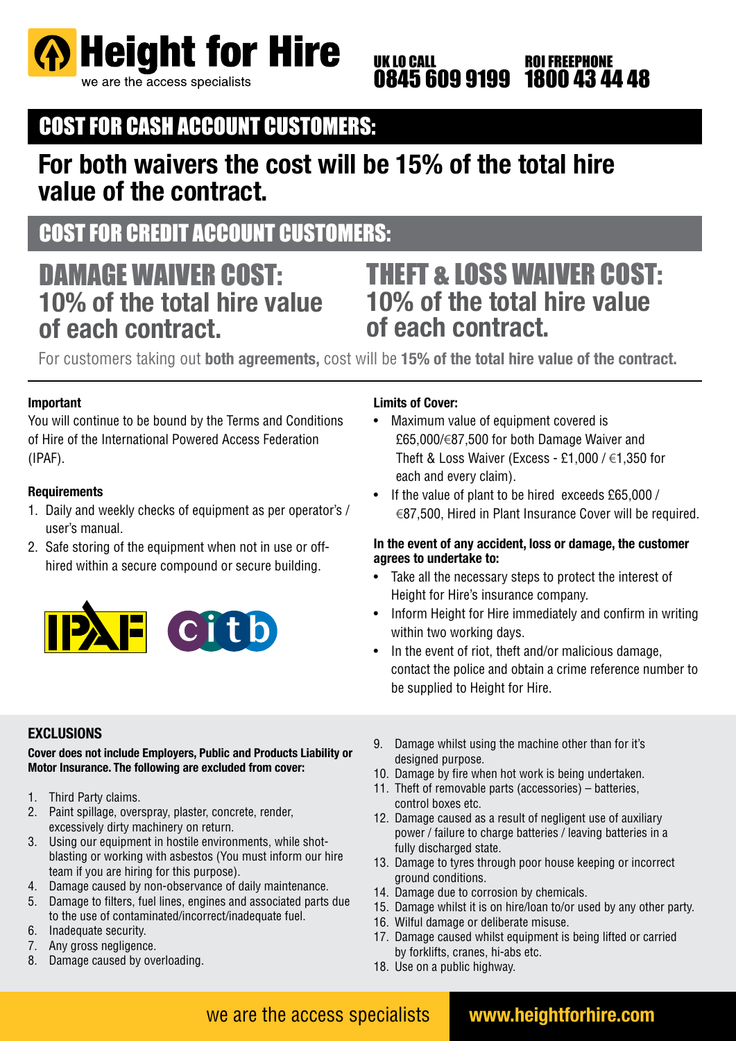Height for Hire
we are the access specialists

UK LO CALL 0845 609 9199 ROI FREEPHONE 1800 43 44 48

## COST FOR CASH ACCOUNT CUSTOMERS:

**For both waivers the cost will be 15% of the total hire value of the contract.**

## COST FOR CREDIT ACCOUNT CUSTOMERS:

### DAMAGE WAIVER COST:
**10% of the total hire value of each contract.**

### THEFT & LOSS WAIVER COST:
**10% of the total hire value of each contract.**

For customers taking out **both agreements,** cost will be **15% of the total hire value of the contract.**

**Important**

You will continue to be bound by the Terms and Conditions of Hire of the International Powered Access Federation (IPAF).

**Requirements**

1. Daily and weekly checks of equipment as per operator's / user's manual.
2. Safe storing of the equipment when not in use or off-hired within a secure compound or secure building.

**Limits of Cover:**

- Maximum value of equipment covered is £65,000/€87,500 for both Damage Waiver and Theft & Loss Waiver (Excess - £1,000 / €1,350 for each and every claim).
- If the value of plant to be hired exceeds £65,000 / €87,500, Hired in Plant Insurance Cover will be required.

**In the event of any accident, loss or damage, the customer agrees to undertake to:**

- Take all the necessary steps to protect the interest of Height for Hire's insurance company.
- Inform Height for Hire immediately and confirm in writing within two working days.
- In the event of riot, theft and/or malicious damage, contact the police and obtain a crime reference number to be supplied to Height for Hire.

### EXCLUSIONS

**Cover does not include Employers, Public and Products Liability or Motor Insurance. The following are excluded from cover:**

1. Third Party claims.
2. Paint spillage, overspray, plaster, concrete, render, excessively dirty machinery on return.
3. Using our equipment in hostile environments, while shot-blasting or working with asbestos (You must inform our hire team if you are hiring for this purpose).
4. Damage caused by non-observance of daily maintenance.
5. Damage to filters, fuel lines, engines and associated parts due to the use of contaminated/incorrect/inadequate fuel.
6. Inadequate security.
7. Any gross negligence.
8. Damage caused by overloading.
9. Damage whilst using the machine other than for it's designed purpose.
10. Damage by fire when hot work is being undertaken.
11. Theft of removable parts (accessories) – batteries, control boxes etc.
12. Damage caused as a result of negligent use of auxiliary power / failure to charge batteries / leaving batteries in a fully discharged state.
13. Damage to tyres through poor house keeping or incorrect ground conditions.
14. Damage due to corrosion by chemicals.
15. Damage whilst it is on hire/loan to/or used by any other party.
16. Wilful damage or deliberate misuse.
17. Damage caused whilst equipment is being lifted or carried by forklifts, cranes, hi-abs etc.
18. Use on a public highway.

we are the access specialists **www.heightforhire.com**